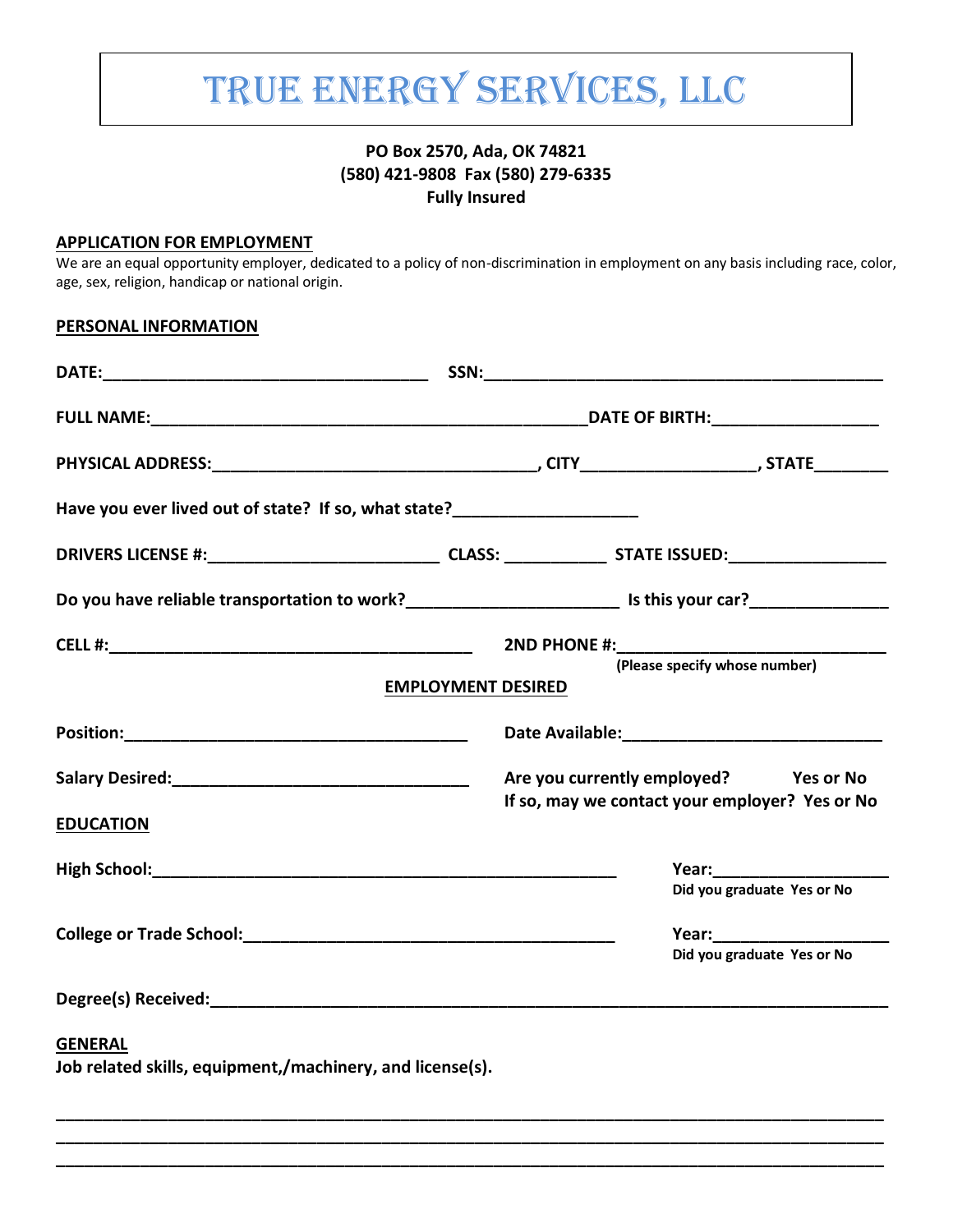# TRUE ENERGY SERVICES, LLC

**PO Box 2570, Ada, OK 74821**
**(580) 421-9808 Fax (580) 279-6335**
**Fully Insured**

## APPLICATION FOR EMPLOYMENT

We are an equal opportunity employer, dedicated to a policy of non-discrimination in employment on any basis including race, color, age, sex, religion, handicap or national origin.

### PERSONAL INFORMATION

**DATE:**__________________________________ **SSN:**__________________________________________

**FULL NAME:**______________________________________________**DATE OF BIRTH:**_________________

**PHYSICAL ADDRESS:**_________________________________, **CITY**_________________, **STATE**________

**Have you ever lived out of state? If so, what state?**___________________

**DRIVERS LICENSE #:**________________________ **CLASS:** __________ **STATE ISSUED:**________________

**Do you have reliable transportation to work?**_____________________ **Is this your car?**______________

**CELL #:**______________________________________ **2ND PHONE #:**____________________________

**(Please specify whose number)**

### EMPLOYMENT DESIRED

**Position:**____________________________________ **Date Available:**___________________________

**Salary Desired:**________________________________ **Are you currently employed? Yes or No**

**If so, may we contact your employer? Yes or No**

### EDUCATION

**High School:**________________________________________________ **Year:**__________________

**Did you graduate Yes or No**

**College or Trade School:**_______________________________________ **Year:**__________________

**Did you graduate Yes or No**

**Degree(s) Received:**__________________________________________________________________________

### GENERAL

**Job related skills, equipment,/machinery, and license(s).**

________________________________________________________________________________________

________________________________________________________________________________________

________________________________________________________________________________________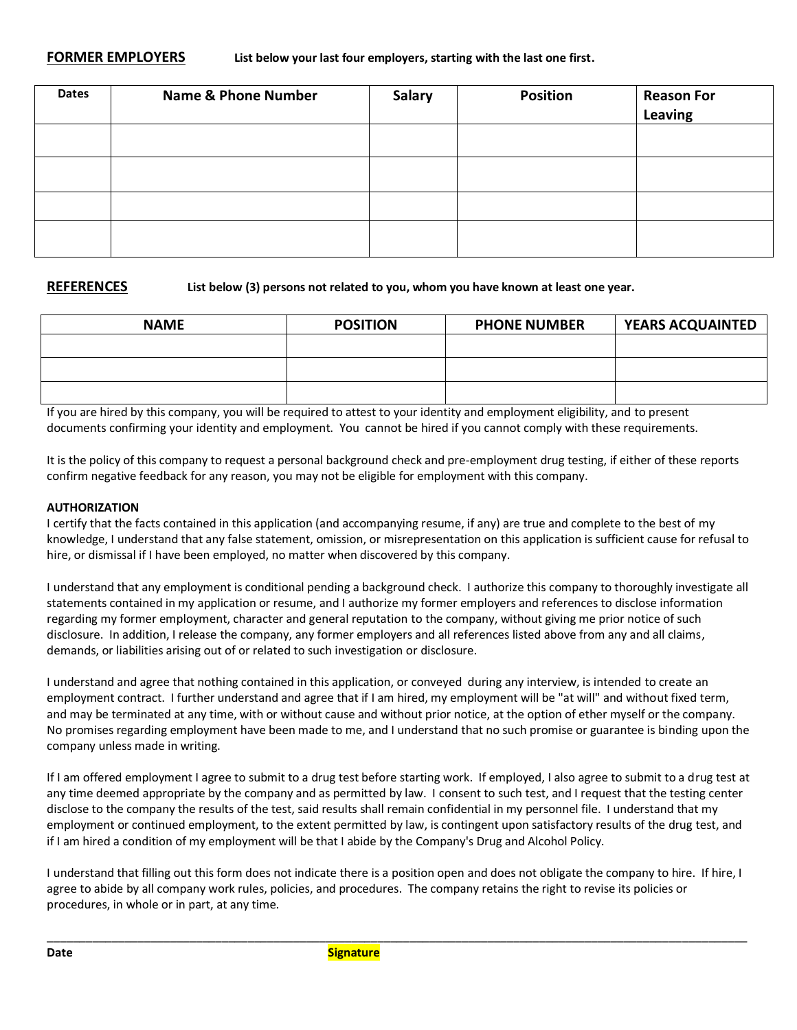**FORMER EMPLOYERS** **List below your last four employers, starting with the last one first.**

| Dates | Name & Phone Number | Salary | Position | Reason For Leaving |
|---|---|---|---|---|
| | | | | |
| | | | | |
| | | | | |
| | | | | |

**REFERENCES** **List below (3) persons not related to you, whom you have known at least one year.**

| NAME | POSITION | PHONE NUMBER | YEARS ACQUAINTED |
|---|---|---|---|
| | | | |
| | | | |
| | | | |

If you are hired by this company, you will be required to attest to your identity and employment eligibility, and to present documents confirming your identity and employment. You cannot be hired if you cannot comply with these requirements.

It is the policy of this company to request a personal background check and pre-employment drug testing, if either of these reports confirm negative feedback for any reason, you may not be eligible for employment with this company.

**AUTHORIZATION**

I certify that the facts contained in this application (and accompanying resume, if any) are true and complete to the best of my knowledge, I understand that any false statement, omission, or misrepresentation on this application is sufficient cause for refusal to hire, or dismissal if I have been employed, no matter when discovered by this company.

I understand that any employment is conditional pending a background check. I authorize this company to thoroughly investigate all statements contained in my application or resume, and I authorize my former employers and references to disclose information regarding my former employment, character and general reputation to the company, without giving me prior notice of such disclosure. In addition, I release the company, any former employers and all references listed above from any and all claims, demands, or liabilities arising out of or related to such investigation or disclosure.

I understand and agree that nothing contained in this application, or conveyed during any interview, is intended to create an employment contract. I further understand and agree that if I am hired, my employment will be "at will" and without fixed term, and may be terminated at any time, with or without cause and without prior notice, at the option of ether myself or the company. No promises regarding employment have been made to me, and I understand that no such promise or guarantee is binding upon the company unless made in writing.

If I am offered employment I agree to submit to a drug test before starting work. If employed, I also agree to submit to a drug test at any time deemed appropriate by the company and as permitted by law. I consent to such test, and I request that the testing center disclose to the company the results of the test, said results shall remain confidential in my personnel file. I understand that my employment or continued employment, to the extent permitted by law, is contingent upon satisfactory results of the drug test, and if I am hired a condition of my employment will be that I abide by the Company's Drug and Alcohol Policy.

I understand that filling out this form does not indicate there is a position open and does not obligate the company to hire. If hire, I agree to abide by all company work rules, policies, and procedures. The company retains the right to revise its policies or procedures, in whole or in part, at any time.

______________________________________________________________________________________________

**Date** **Signature**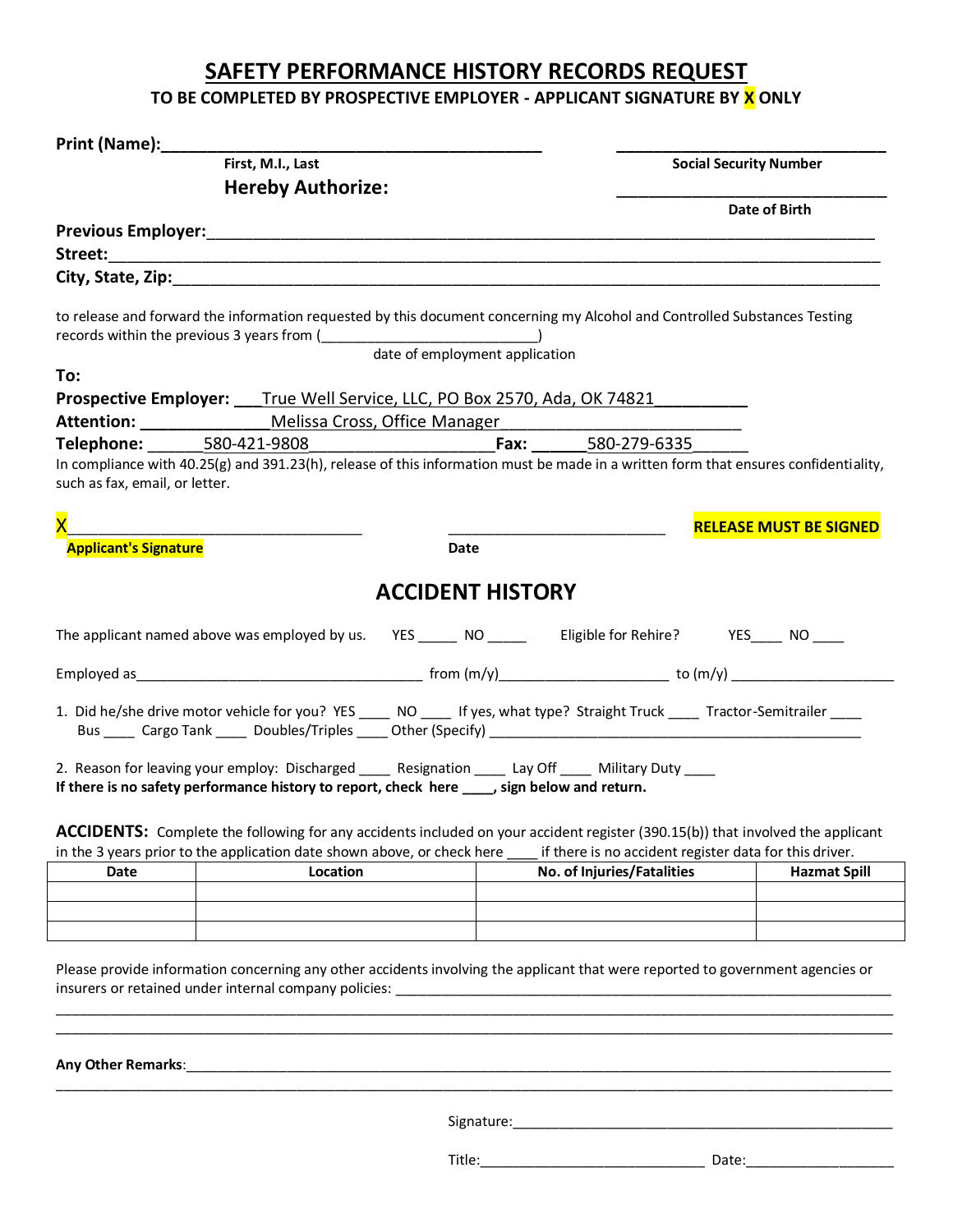# SAFETY PERFORMANCE HISTORY RECORDS REQUEST

**TO BE COMPLETED BY PROSPECTIVE EMPLOYER - APPLICANT SIGNATURE BY X ONLY**

**Print (Name):**__________________________________________ ______________________________

First, M.I., Last — Social Security Number

**Hereby Authorize:** ______________________________

Date of Birth

**Previous Employer:**___________________________________________________________________________

**Street:**___________________________________________________________________________________

**City, State, Zip:**____________________________________________________________________________

to release and forward the information requested by this document concerning my Alcohol and Controlled Substances Testing records within the previous 3 years from (__________________________)

date of employment application

**To:**

**Prospective Employer:** ___True Well Service, LLC, PO Box 2570, Ada, OK 74821__________

**Attention:** ______________Melissa Cross, Office Manager_________________________

**Telephone:** ______580-421-9808____________________**Fax:** ______580-279-6335______

In compliance with 40.25(g) and 391.23(h), release of this information must be made in a written form that ensures confidentiality, such as fax, email, or letter.

X__________________________________ __________________________ **RELEASE MUST BE SIGNED**

**Applicant's Signature** — **Date**

## ACCIDENT HISTORY

The applicant named above was employed by us. YES _____ NO _____ Eligible for Rehire? YES____ NO ____

Employed as____________________________________ from (m/y)______________________ to (m/y) ______________________

1. Did he/she drive motor vehicle for you? YES ____ NO ____ If yes, what type? Straight Truck ____ Tractor-Semitrailer ____ Bus ____ Cargo Tank ____ Doubles/Triples ____ Other (Specify) ______________________________________________

2. Reason for leaving your employ: Discharged ____ Resignation ____ Lay Off ____ Military Duty ____

**If there is no safety performance history to report, check here ____, sign below and return.**

**ACCIDENTS:** Complete the following for any accidents included on your accident register (390.15(b)) that involved the applicant in the 3 years prior to the application date shown above, or check here ____ if there is no accident register data for this driver.

| Date | Location | No. of Injuries/Fatalities | Hazmat Spill |
|---|---|---|---|
| | | | |
| | | | |
| | | | |

Please provide information concerning any other accidents involving the applicant that were reported to government agencies or insurers or retained under internal company policies: ______________________________________________________________
_____________________________________________________________________________________________
_____________________________________________________________________________________________

**Any Other Remarks**:_____________________________________________________________________________
_____________________________________________________________________________________________

Signature:______________________________________________

Title:____________________________ Date:___________________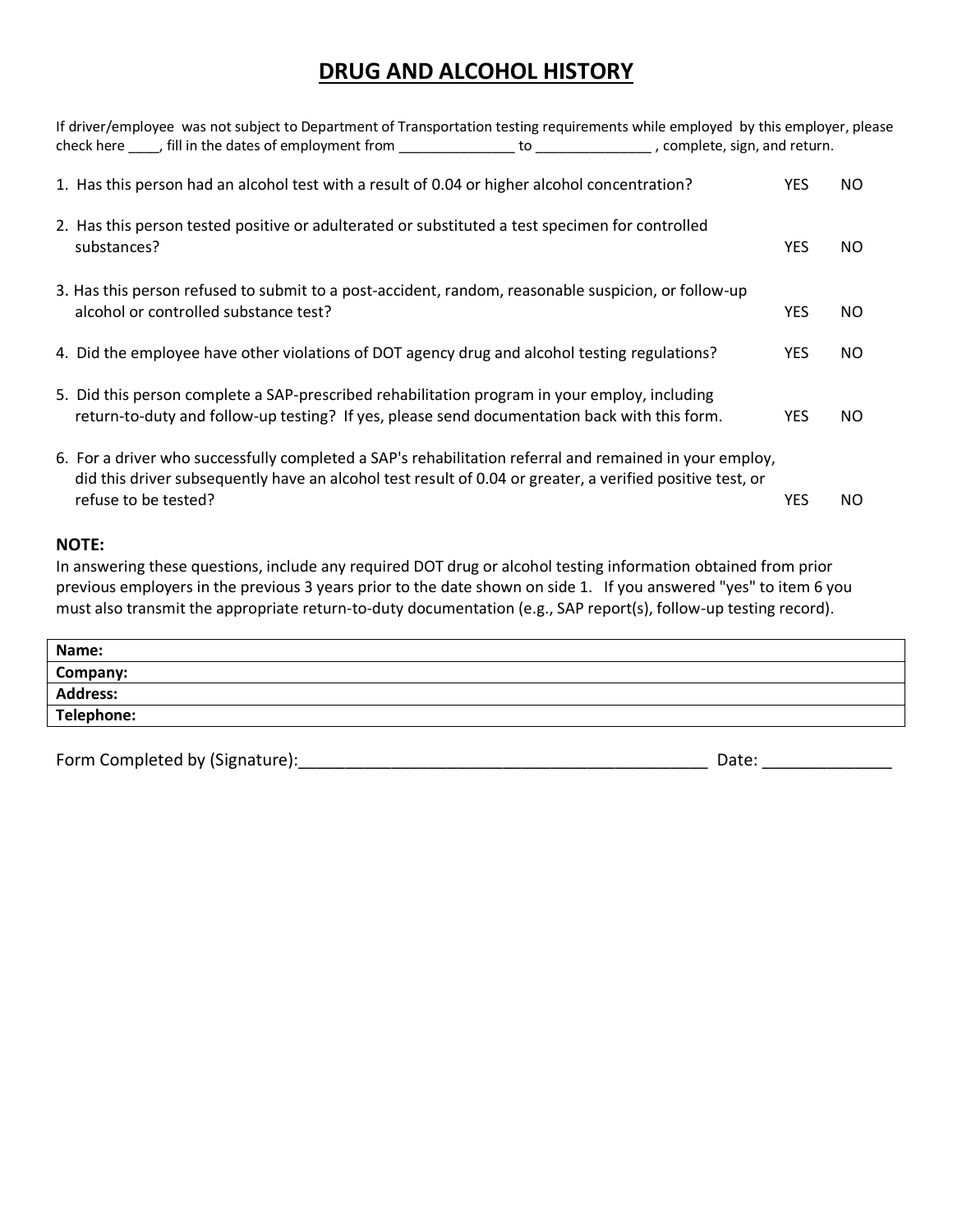# DRUG AND ALCOHOL HISTORY

If driver/employee was not subject to Department of Transportation testing requirements while employed by this employer, please check here ____, fill in the dates of employment from _______________ to _______________ , complete, sign, and return.

| | | |
|---|---|---|
| 1. Has this person had an alcohol test with a result of 0.04 or higher alcohol concentration? | YES | NO |
| 2. Has this person tested positive or adulterated or substituted a test specimen for controlled substances? | YES | NO |
| 3. Has this person refused to submit to a post-accident, random, reasonable suspicion, or follow-up alcohol or controlled substance test? | YES | NO |
| 4. Did the employee have other violations of DOT agency drug and alcohol testing regulations? | YES | NO |
| 5. Did this person complete a SAP-prescribed rehabilitation program in your employ, including return-to-duty and follow-up testing? If yes, please send documentation back with this form. | YES | NO |
| 6. For a driver who successfully completed a SAP's rehabilitation referral and remained in your employ, did this driver subsequently have an alcohol test result of 0.04 or greater, a verified positive test, or refuse to be tested? | YES | NO |

**NOTE:**
In answering these questions, include any required DOT drug or alcohol testing information obtained from prior previous employers in the previous 3 years prior to the date shown on side 1. If you answered "yes" to item 6 you must also transmit the appropriate return-to-duty documentation (e.g., SAP report(s), follow-up testing record).

| |
|---|
| **Name:** |
| **Company:** |
| **Address:** |
| **Telephone:** |

Form Completed by (Signature):_____________________________________________ Date: _____________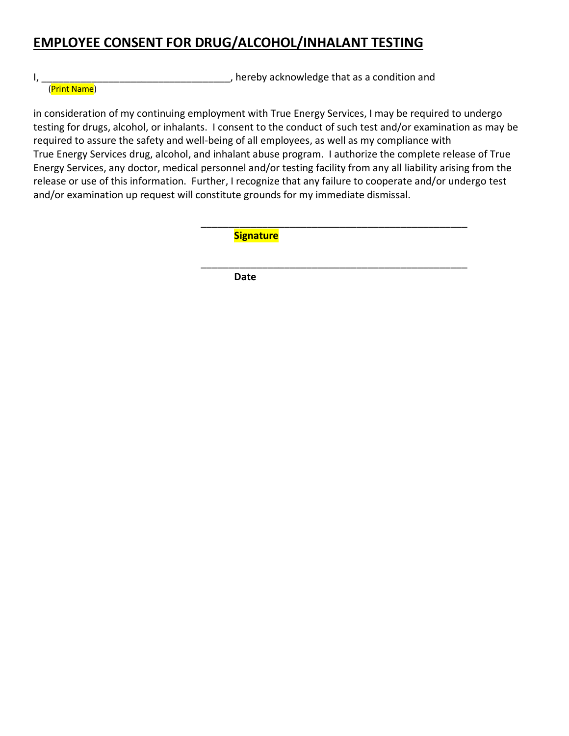# **EMPLOYEE CONSENT FOR DRUG/ALCOHOL/INHALANT TESTING**

I, __________________________________, hereby acknowledge that as a condition and
(Print Name)

in consideration of my continuing employment with True Energy Services, I may be required to undergo testing for drugs, alcohol, or inhalants. I consent to the conduct of such test and/or examination as may be required to assure the safety and well-being of all employees, as well as my compliance with True Energy Services drug, alcohol, and inhalant abuse program. I authorize the complete release of True Energy Services, any doctor, medical personnel and/or testing facility from any all liability arising from the release or use of this information. Further, I recognize that any failure to cooperate and/or undergo test and/or examination up request will constitute grounds for my immediate dismissal.

__________________________________________________
**Signature**

__________________________________________________
**Date**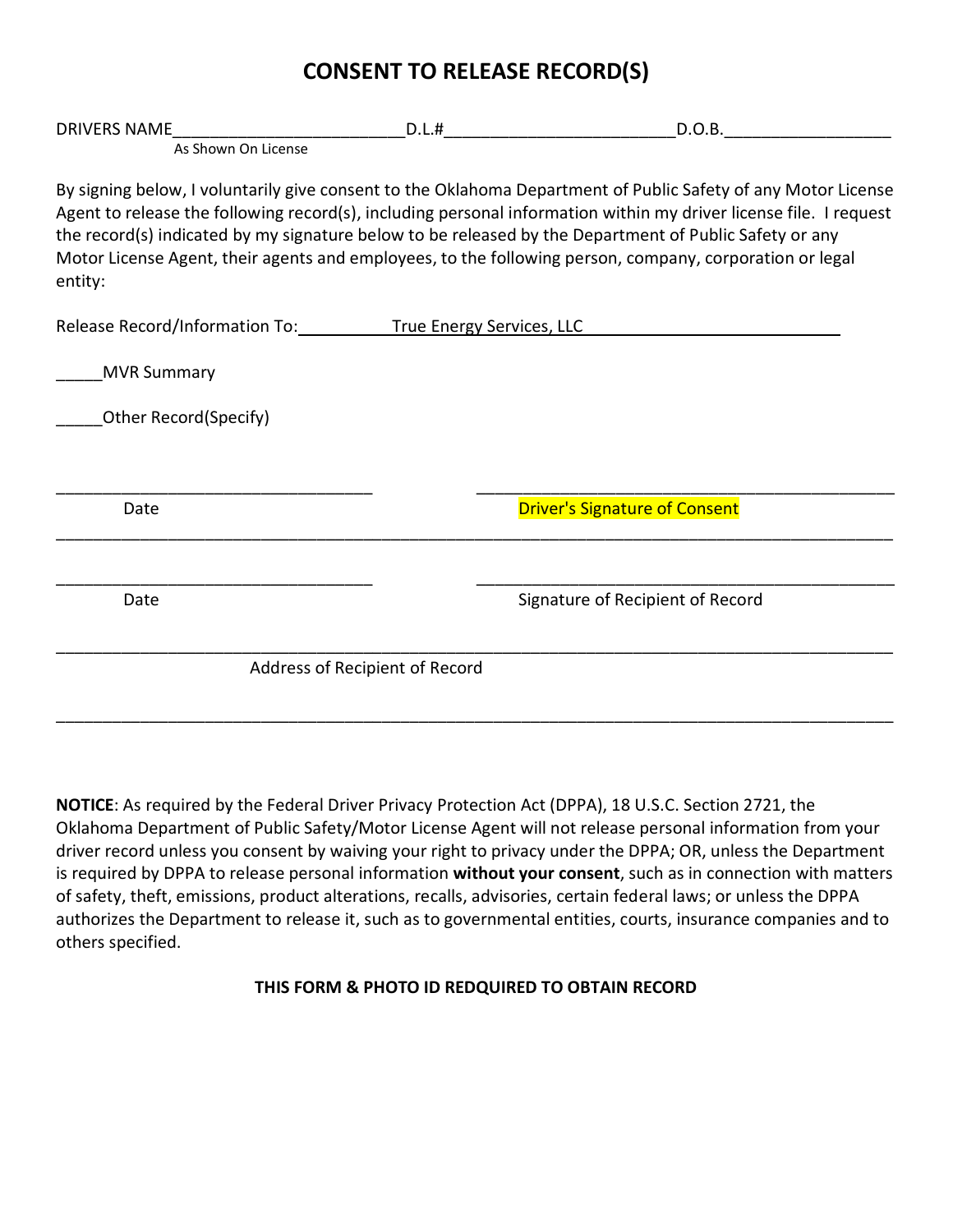# CONSENT TO RELEASE RECORD(S)

DRIVERS NAME_________________________ D.L.#_________________________ D.O.B.__________________
As Shown On License

By signing below, I voluntarily give consent to the Oklahoma Department of Public Safety of any Motor License Agent to release the following record(s), including personal information within my driver license file. I request the record(s) indicated by my signature below to be released by the Department of Public Safety or any Motor License Agent, their agents and employees, to the following person, company, corporation or legal entity:

Release Record/Information To: True Energy Services, LLC

_____MVR Summary

_____Other Record(Specify)

___________________________________ ______________________________________________
Date Driver's Signature of Consent

___________________________________________________________________________________________

___________________________________ ______________________________________________
Date Signature of Recipient of Record

___________________________________________________________________________________________
Address of Recipient of Record

___________________________________________________________________________________________

**NOTICE**: As required by the Federal Driver Privacy Protection Act (DPPA), 18 U.S.C. Section 2721, the Oklahoma Department of Public Safety/Motor License Agent will not release personal information from your driver record unless you consent by waiving your right to privacy under the DPPA; OR, unless the Department is required by DPPA to release personal information **without your consent**, such as in connection with matters of safety, theft, emissions, product alterations, recalls, advisories, certain federal laws; or unless the DPPA authorizes the Department to release it, such as to governmental entities, courts, insurance companies and to others specified.

**THIS FORM & PHOTO ID REDQUIRED TO OBTAIN RECORD**